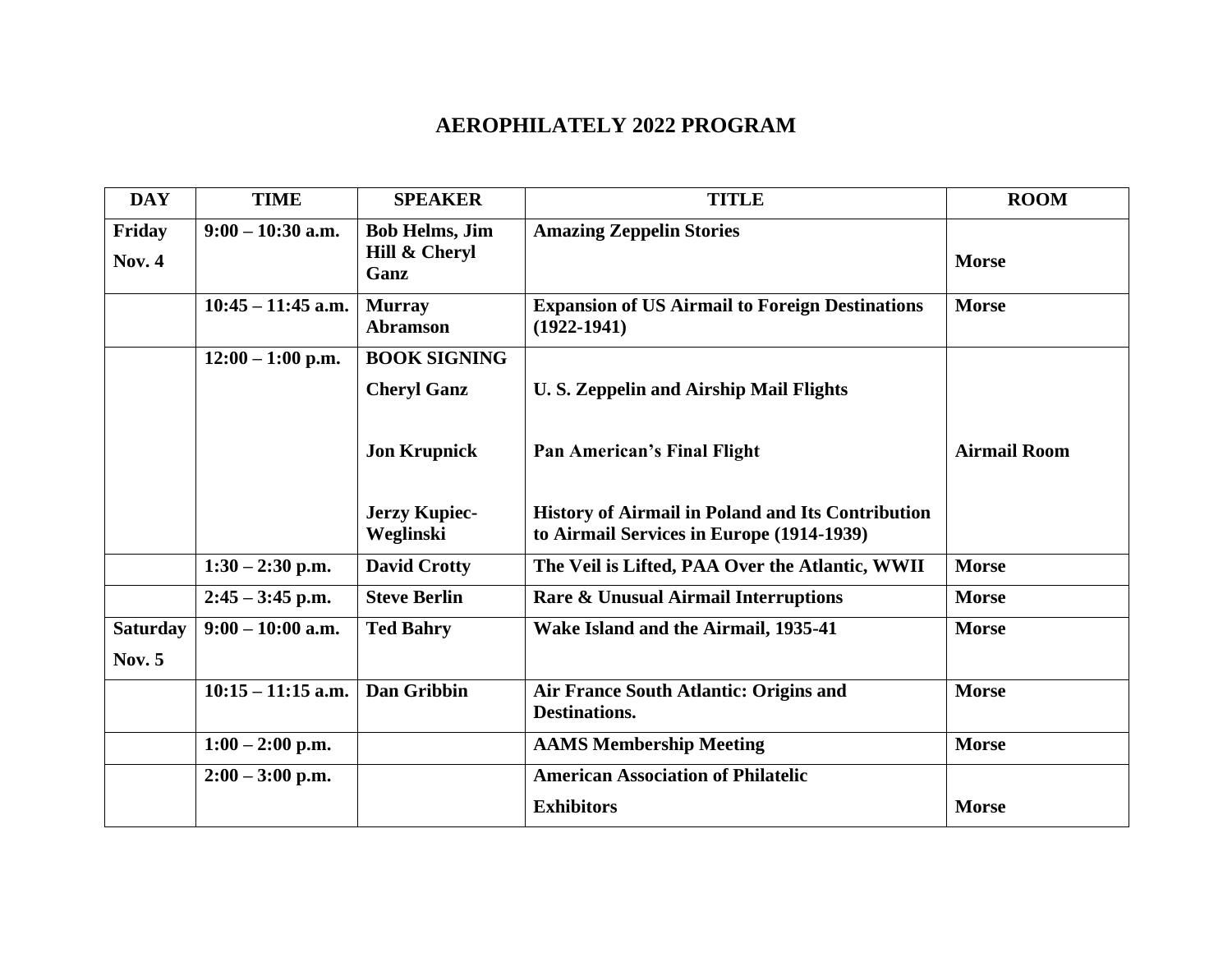# AEROPHILATELY 2022 PROGRAM

| DAY | TIME | SPEAKER | TITLE | ROOM |
|---|---|---|---|---|
| **Friday Nov. 4** | **9:00 – 10:30 a.m.** | **Bob Helms, Jim Hill & Cheryl Ganz** | **Amazing Zeppelin Stories** | **Morse** |
| | **10:45 – 11:45 a.m.** | **Murray Abramson** | **Expansion of US Airmail to Foreign Destinations (1922-1941)** | **Morse** |
| | **12:00 – 1:00 p.m.** | **BOOK SIGNING** | | |
| | | **Cheryl Ganz** | **U. S. Zeppelin and Airship Mail Flights** | |
| | | **Jon Krupnick** | **Pan American's Final Flight** | **Airmail Room** |
| | | **Jerzy Kupiec-Weglinski** | **History of Airmail in Poland and Its Contribution to Airmail Services in Europe (1914-1939)** | |
| | **1:30 – 2:30 p.m.** | **David Crotty** | **The Veil is Lifted, PAA Over the Atlantic, WWII** | **Morse** |
| | **2:45 – 3:45 p.m.** | **Steve Berlin** | **Rare & Unusual Airmail Interruptions** | **Morse** |
| **Saturday Nov. 5** | **9:00 – 10:00 a.m.** | **Ted Bahry** | **Wake Island and the Airmail, 1935-41** | **Morse** |
| | **10:15 – 11:15 a.m.** | **Dan Gribbin** | **Air France South Atlantic: Origins and Destinations.** | **Morse** |
| | **1:00 – 2:00 p.m.** | | **AAMS Membership Meeting** | **Morse** |
| | **2:00 – 3:00 p.m.** | | **American Association of Philatelic Exhibitors** | **Morse** |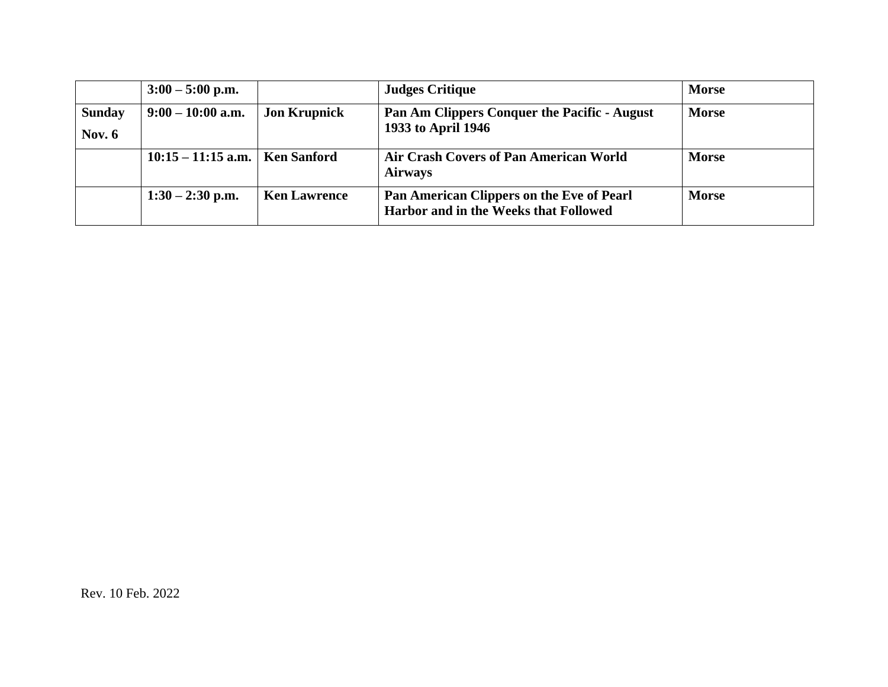| | | | | |
|---|---|---|---|---|
| | **3:00 – 5:00 p.m.** | | **Judges Critique** | **Morse** |
| **Sunday Nov. 6** | **9:00 – 10:00 a.m.** | **Jon Krupnick** | **Pan Am Clippers Conquer the Pacific - August 1933 to April 1946** | **Morse** |
| | **10:15 – 11:15 a.m.** | **Ken Sanford** | **Air Crash Covers of Pan American World Airways** | **Morse** |
| | **1:30 – 2:30 p.m.** | **Ken Lawrence** | **Pan American Clippers on the Eve of Pearl Harbor and in the Weeks that Followed** | **Morse** |

Rev. 10 Feb. 2022